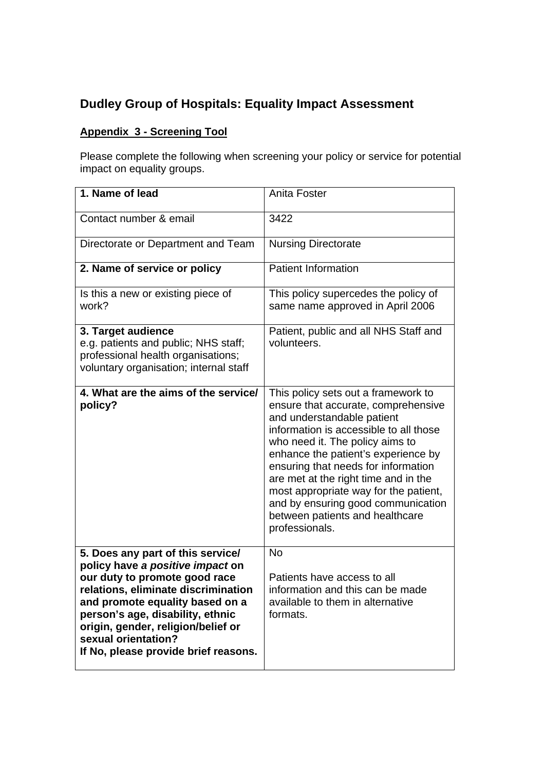# Dudley Group of Hospitals: Equality Impact Assessment

**Appendix 3 - Screening Tool**

Please complete the following when screening your policy or service for potential impact on equality groups.

| | |
|---|---|
| **1. Name of lead** | Anita Foster |
| Contact number & email | 3422 |
| Directorate or Department and Team | Nursing Directorate |
| **2. Name of service or policy** | Patient Information |
| Is this a new or existing piece of work? | This policy supercedes the policy of same name approved in April 2006 |
| **3. Target audience**<br>e.g. patients and public; NHS staff; professional health organisations; voluntary organisation; internal staff | Patient, public and all NHS Staff and volunteers. |
| **4. What are the aims of the service/ policy?** | This policy sets out a framework to ensure that accurate, comprehensive and understandable patient information is accessible to all those who need it. The policy aims to enhance the patient's experience by ensuring that needs for information are met at the right time and in the most appropriate way for the patient, and by ensuring good communication between patients and healthcare professionals. |
| **5. Does any part of this service/ policy have *a positive impact* on our duty to promote good race relations, eliminate discrimination and promote equality based on a person's age, disability, ethnic origin, gender, religion/belief or sexual orientation?**<br>**If No, please provide brief reasons.** | No<br><br>Patients have access to all information and this can be made available to them in alternative formats. |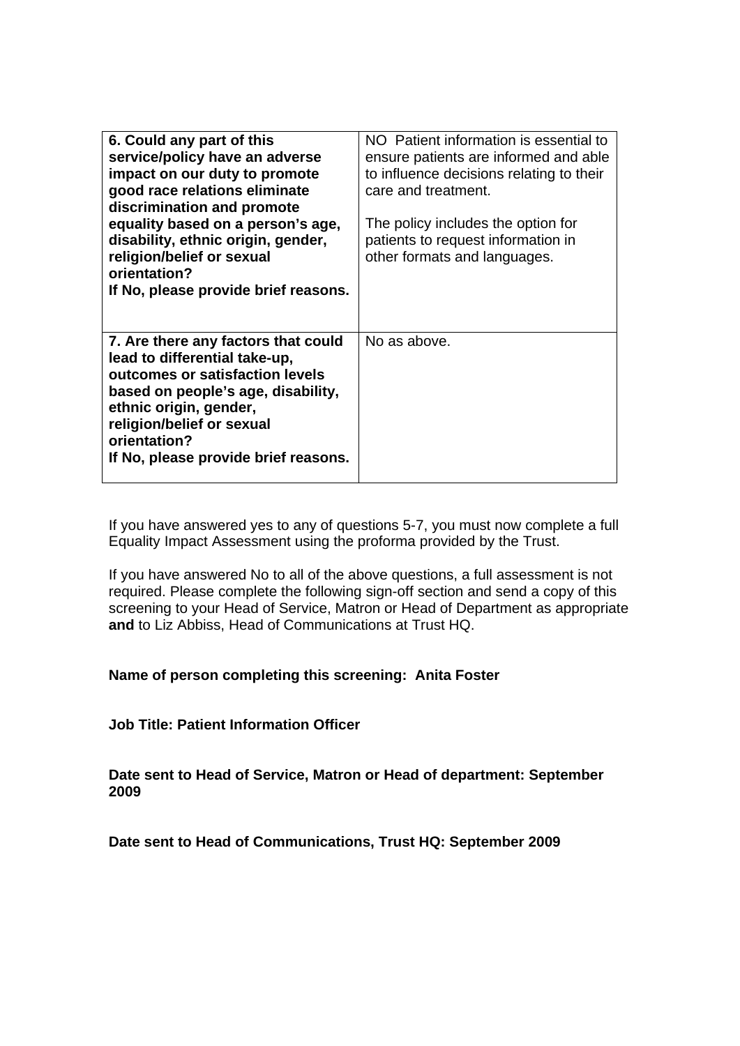| | |
|---|---|
| **6. Could any part of this service/policy have an adverse impact on our duty to promote good race relations eliminate discrimination and promote equality based on a person's age, disability, ethnic origin, gender, religion/belief or sexual orientation?**<br>**If No, please provide brief reasons.** | NO Patient information is essential to ensure patients are informed and able to influence decisions relating to their care and treatment.<br><br>The policy includes the option for patients to request information in other formats and languages. |
| **7. Are there any factors that could lead to differential take-up, outcomes or satisfaction levels based on people's age, disability, ethnic origin, gender, religion/belief or sexual orientation?**<br>**If No, please provide brief reasons.** | No as above. |

If you have answered yes to any of questions 5-7, you must now complete a full Equality Impact Assessment using the proforma provided by the Trust.

If you have answered No to all of the above questions, a full assessment is not required. Please complete the following sign-off section and send a copy of this screening to your Head of Service, Matron or Head of Department as appropriate **and** to Liz Abbiss, Head of Communications at Trust HQ.

**Name of person completing this screening: Anita Foster**

**Job Title: Patient Information Officer**

**Date sent to Head of Service, Matron or Head of department: September 2009**

**Date sent to Head of Communications, Trust HQ: September 2009**